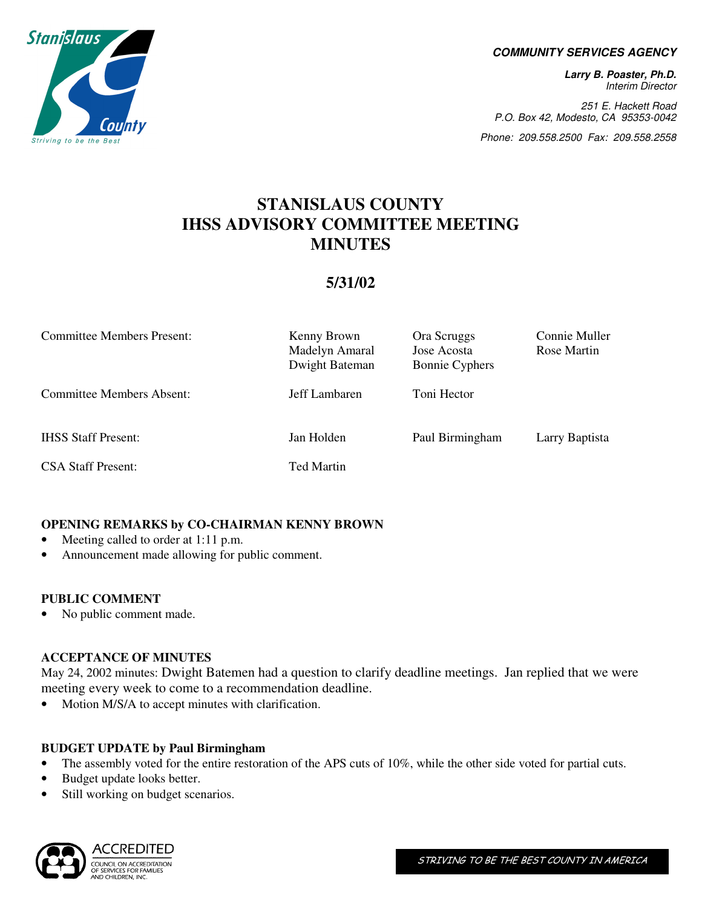**COMMUNITY SERVICES AGENCY**

**Larry B. Poaster, Ph.D.**
*Interim Director*

*251 E. Hackett Road*
*P.O. Box 42, Modesto, CA 95353-0042*
*Phone: 209.558.2500 Fax: 209.558.2558*

# STANISLAUS COUNTY IHSS ADVISORY COMMITTEE MEETING MINUTES

## 5/31/02

| | | | |
|---|---|---|---|
| Committee Members Present: | Kenny Brown<br>Madelyn Amaral<br>Dwight Bateman | Ora Scruggs<br>Jose Acosta<br>Bonnie Cyphers | Connie Muller<br>Rose Martin |
| Committee Members Absent: | Jeff Lambaren | Toni Hector | |
| IHSS Staff Present: | Jan Holden | Paul Birmingham | Larry Baptista |
| CSA Staff Present: | Ted Martin | | |

### OPENING REMARKS by CO-CHAIRMAN KENNY BROWN

- Meeting called to order at 1:11 p.m.
- Announcement made allowing for public comment.

### PUBLIC COMMENT

- No public comment made.

### ACCEPTANCE OF MINUTES

May 24, 2002 minutes: Dwight Batemen had a question to clarify deadline meetings. Jan replied that we were meeting every week to come to a recommendation deadline.

- Motion M/S/A to accept minutes with clarification.

### BUDGET UPDATE by Paul Birmingham

- The assembly voted for the entire restoration of the APS cuts of 10%, while the other side voted for partial cuts.
- Budget update looks better.
- Still working on budget scenarios.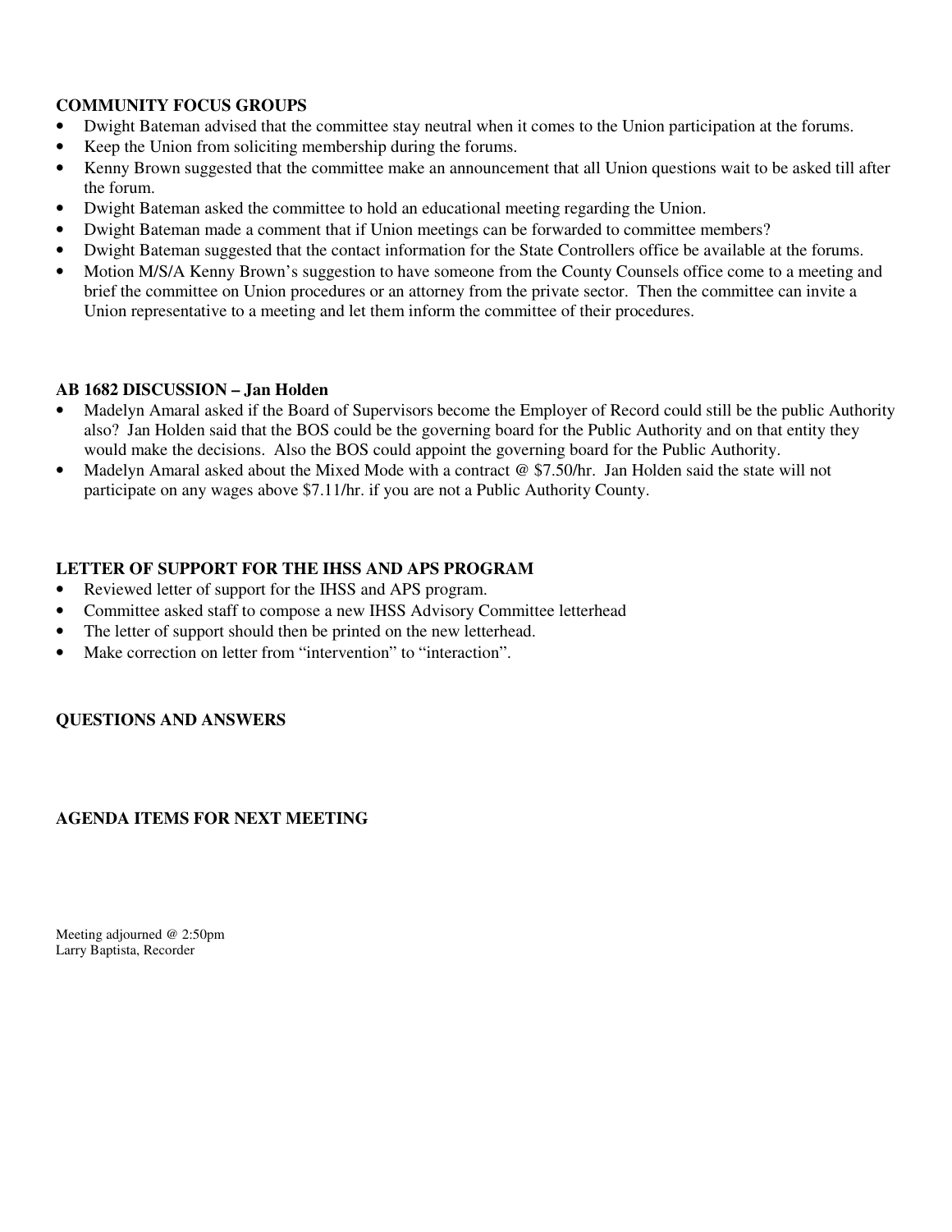**COMMUNITY FOCUS GROUPS**

- Dwight Bateman advised that the committee stay neutral when it comes to the Union participation at the forums.
- Keep the Union from soliciting membership during the forums.
- Kenny Brown suggested that the committee make an announcement that all Union questions wait to be asked till after the forum.
- Dwight Bateman asked the committee to hold an educational meeting regarding the Union.
- Dwight Bateman made a comment that if Union meetings can be forwarded to committee members?
- Dwight Bateman suggested that the contact information for the State Controllers office be available at the forums.
- Motion M/S/A Kenny Brown's suggestion to have someone from the County Counsels office come to a meeting and brief the committee on Union procedures or an attorney from the private sector. Then the committee can invite a Union representative to a meeting and let them inform the committee of their procedures.

**AB 1682 DISCUSSION – Jan Holden**

- Madelyn Amaral asked if the Board of Supervisors become the Employer of Record could still be the public Authority also? Jan Holden said that the BOS could be the governing board for the Public Authority and on that entity they would make the decisions. Also the BOS could appoint the governing board for the Public Authority.
- Madelyn Amaral asked about the Mixed Mode with a contract @ $7.50/hr. Jan Holden said the state will not participate on any wages above $7.11/hr. if you are not a Public Authority County.

**LETTER OF SUPPORT FOR THE IHSS AND APS PROGRAM**

- Reviewed letter of support for the IHSS and APS program.
- Committee asked staff to compose a new IHSS Advisory Committee letterhead
- The letter of support should then be printed on the new letterhead.
- Make correction on letter from "intervention" to "interaction".

**QUESTIONS AND ANSWERS**

**AGENDA ITEMS FOR NEXT MEETING**

Meeting adjourned @ 2:50pm
Larry Baptista, Recorder